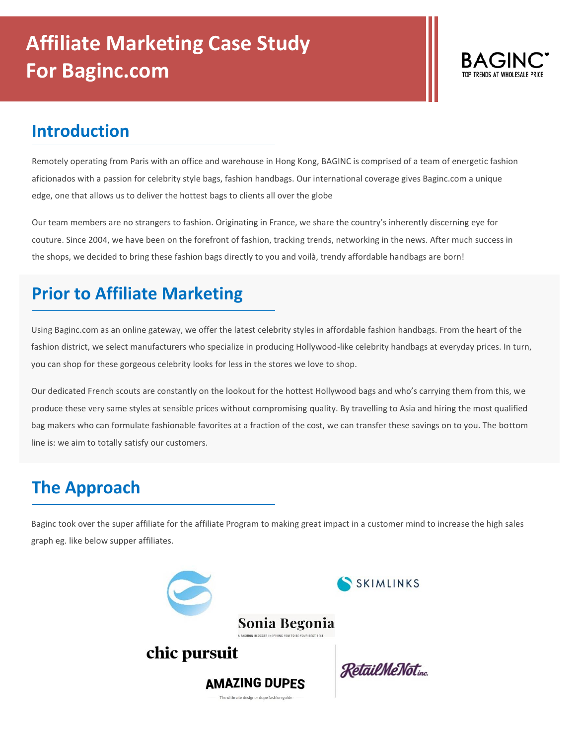# Affiliate Marketing Case Study For Baginc.com

BAGINC
TOP TRENDS AT WHOLESALE PRICE

## Introduction

Remotely operating from Paris with an office and warehouse in Hong Kong, BAGINC is comprised of a team of energetic fashion aficionados with a passion for celebrity style bags, fashion handbags. Our international coverage gives Baginc.com a unique edge, one that allows us to deliver the hottest bags to clients all over the globe

Our team members are no strangers to fashion. Originating in France, we share the country's inherently discerning eye for couture. Since 2004, we have been on the forefront of fashion, tracking trends, networking in the news. After much success in the shops, we decided to bring these fashion bags directly to you and voilà, trendy affordable handbags are born!

## Prior to Affiliate Marketing

Using Baginc.com as an online gateway, we offer the latest celebrity styles in affordable fashion handbags. From the heart of the fashion district, we select manufacturers who specialize in producing Hollywood-like celebrity handbags at everyday prices. In turn, you can shop for these gorgeous celebrity looks for less in the stores we love to shop.

Our dedicated French scouts are constantly on the lookout for the hottest Hollywood bags and who's carrying them from this, we produce these very same styles at sensible prices without compromising quality. By travelling to Asia and hiring the most qualified bag makers who can formulate fashionable favorites at a fraction of the cost, we can transfer these savings on to you. The bottom line is: we aim to totally satisfy our customers.

## The Approach

Baginc took over the super affiliate for the affiliate Program to making great impact in a customer mind to increase the high sales graph eg. like below supper affiliates.

SKIMLINKS

Sonia Begonia
A FASHION BLOGGER INSPIRING YOU TO BE YOUR BEST SELF

chic pursuit

RetailMeNot inc.

AMAZING DUPES
The ultimate designer dupe fashion guide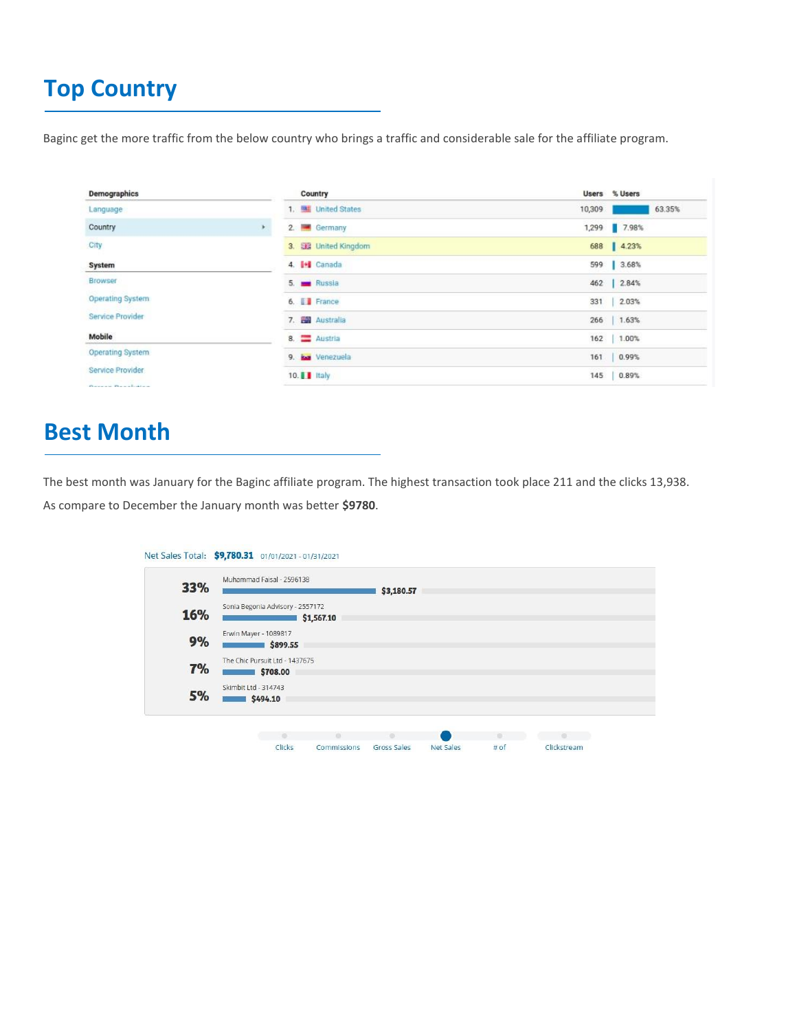## Top Country

Baginc get the more traffic from the below country who brings a traffic and considerable sale for the affiliate program.

| Demographics |
| --- |
| Language |
| Country |
| City |
| **System** |
| Browser |
| Operating System |
| Service Provider |
| **Mobile** |
| Operating System |
| Service Provider |

| | Country | Users | % Users |
| --- | --- | --- | --- |
| 1. | United States | 10,309 | 63.35% |
| 2. | Germany | 1,299 | 7.98% |
| 3. | United Kingdom | 688 | 4.23% |
| 4. | Canada | 599 | 3.68% |
| 5. | Russia | 462 | 2.84% |
| 6. | France | 331 | 2.03% |
| 7. | Australia | 266 | 1.63% |
| 8. | Austria | 162 | 1.00% |
| 9. | Venezuela | 161 | 0.99% |
| 10. | Italy | 145 | 0.89% |

## Best Month

The best month was January for the Baginc affiliate program. The highest transaction took place 211 and the clicks 13,938.

As compare to December the January month was better **$9780**.

Net Sales Total: **$9,780.31** 01/01/2021 - 01/31/2021

| % | Affiliate | Net Sales |
| --- | --- | --- |
| 33% | Muhammad Faisal - 2596138 | $3,180.57 |
| 16% | Sonia Begonia Advisory - 2557172 | $1,567.10 |
| 9% | Erwin Mayer - 1089817 | $899.55 |
| 7% | The Chic Pursuit Ltd - 1437675 | $708.00 |
| 5% | Skimbit Ltd - 314743 | $494.10 |

Clicks · Commissions · Gross Sales · Net Sales · # of · Clickstream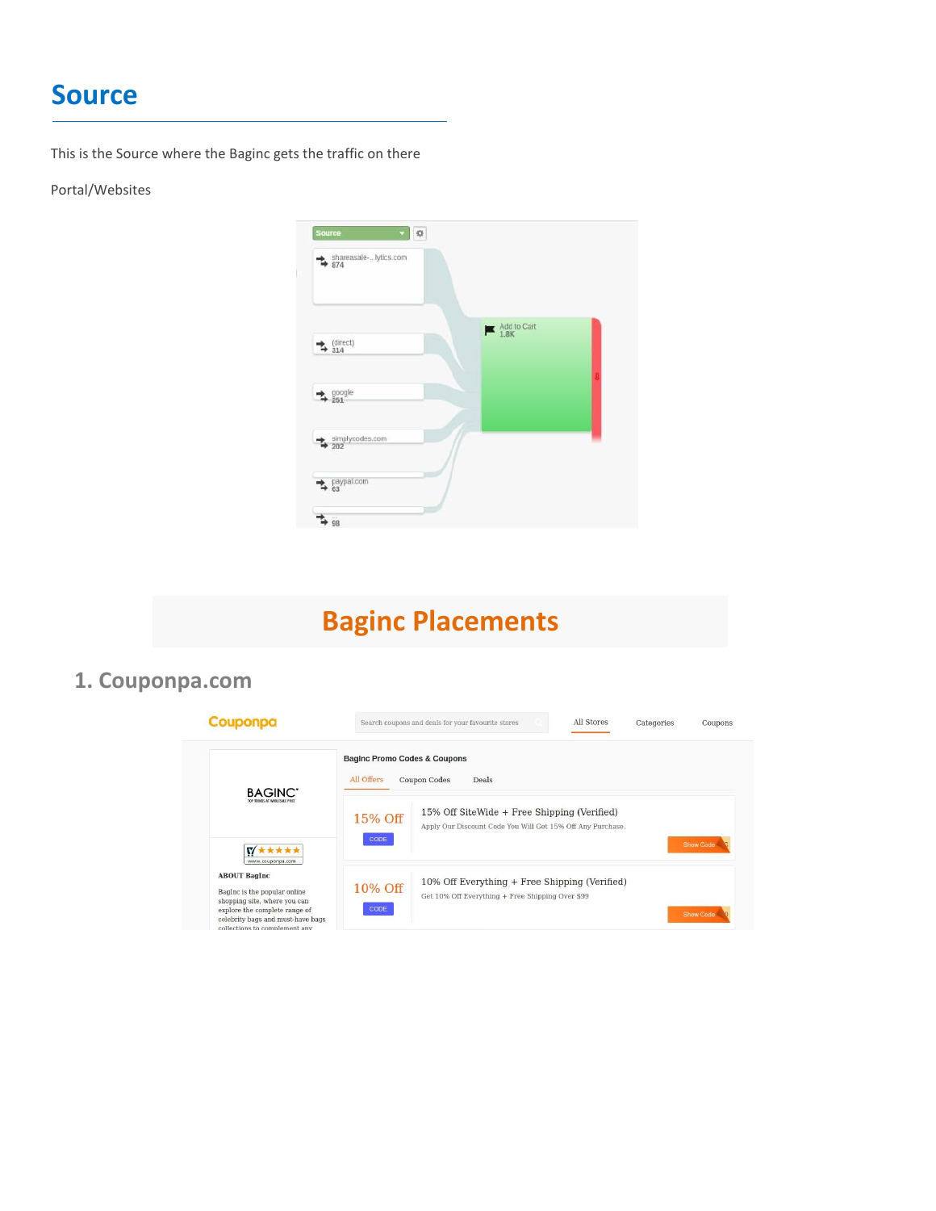# Source

This is the Source where the Baginc gets the traffic on there

Portal/Websites

# Baginc Placements

## 1. Couponpa.com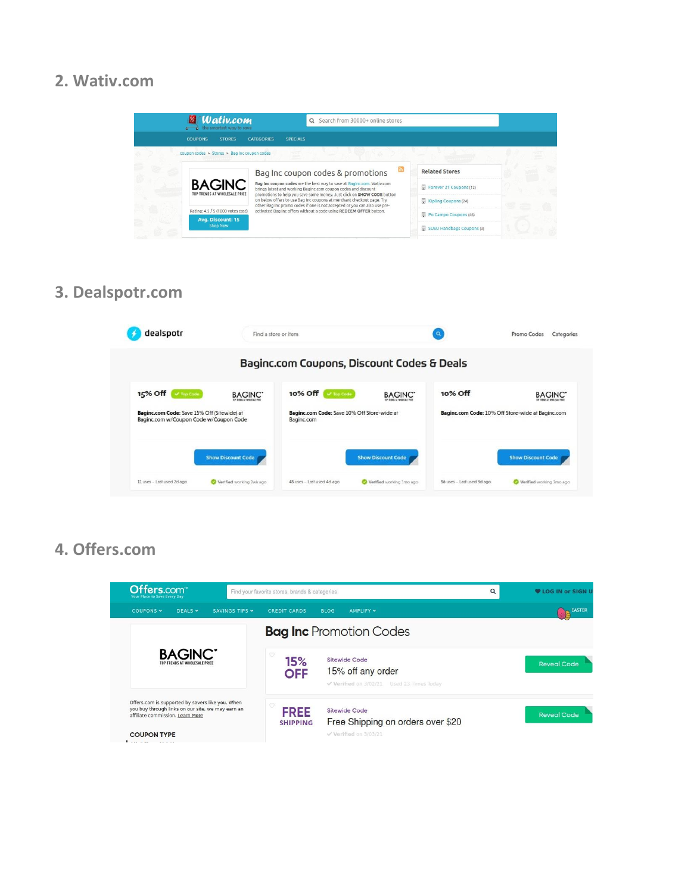## 2. Wativ.com

## 3. Dealspotr.com

## 4. Offers.com